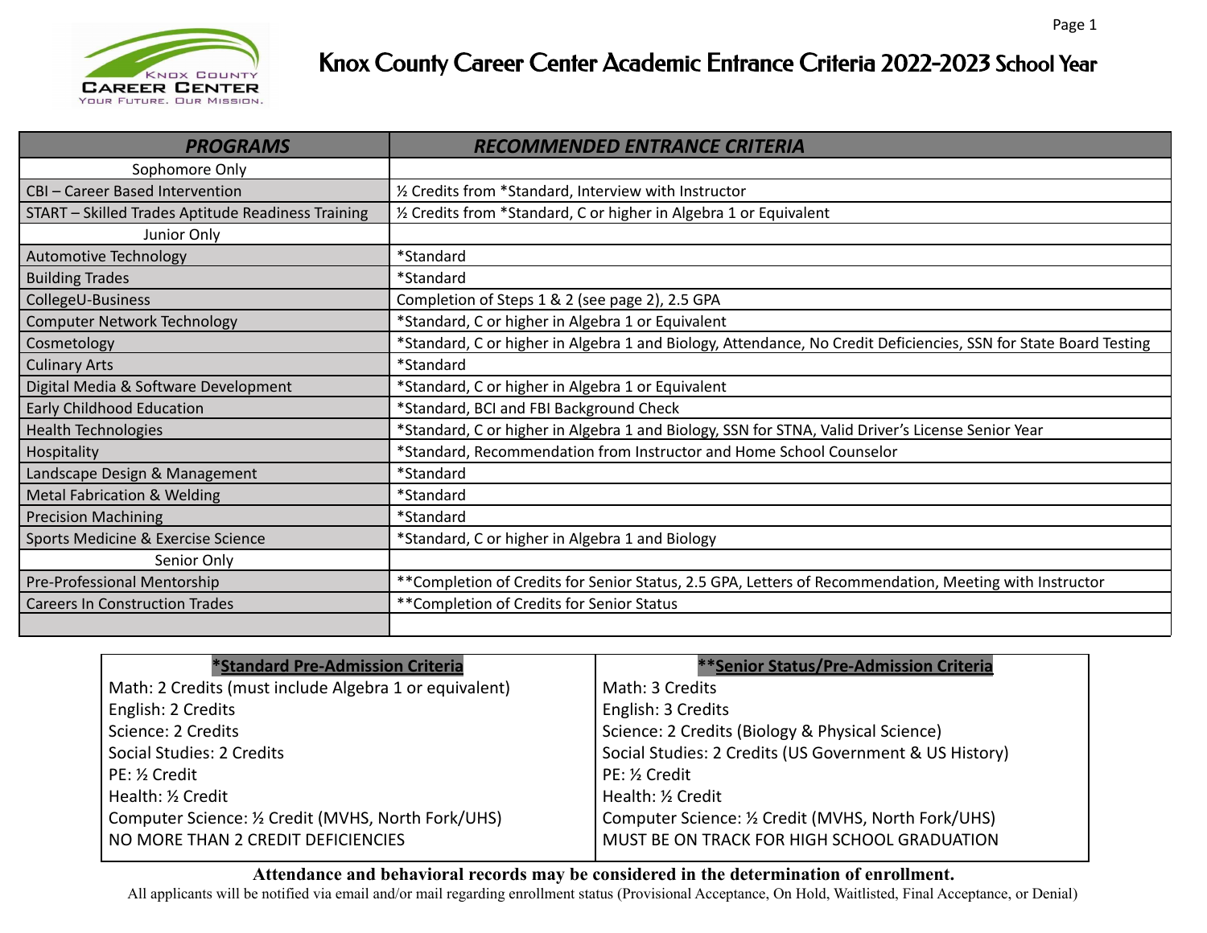# Knox County Career Center Academic Entrance Criteria 2022-2023 School Year

| *PROGRAMS* | *RECOMMENDED ENTRANCE CRITERIA* |
|---|---|
| Sophomore Only | |
| CBI – Career Based Intervention | ½ Credits from *Standard, Interview with Instructor |
| START – Skilled Trades Aptitude Readiness Training | ½ Credits from *Standard, C or higher in Algebra 1 or Equivalent |
| Junior Only | |
| Automotive Technology | *Standard |
| Building Trades | *Standard |
| CollegeU-Business | Completion of Steps 1 & 2 (see page 2), 2.5 GPA |
| Computer Network Technology | *Standard, C or higher in Algebra 1 or Equivalent |
| Cosmetology | *Standard, C or higher in Algebra 1 and Biology, Attendance, No Credit Deficiencies, SSN for State Board Testing |
| Culinary Arts | *Standard |
| Digital Media & Software Development | *Standard, C or higher in Algebra 1 or Equivalent |
| Early Childhood Education | *Standard, BCI and FBI Background Check |
| Health Technologies | *Standard, C or higher in Algebra 1 and Biology, SSN for STNA, Valid Driver's License Senior Year |
| Hospitality | *Standard, Recommendation from Instructor and Home School Counselor |
| Landscape Design & Management | *Standard |
| Metal Fabrication & Welding | *Standard |
| Precision Machining | *Standard |
| Sports Medicine & Exercise Science | *Standard, C or higher in Algebra 1 and Biology |
| Senior Only | |
| Pre-Professional Mentorship | **Completion of Credits for Senior Status, 2.5 GPA, Letters of Recommendation, Meeting with Instructor |
| Careers In Construction Trades | **Completion of Credits for Senior Status |
| | |

| ***Standard Pre-Admission Criteria** | ****Senior Status/Pre-Admission Criteria** |
|---|---|
| Math: 2 Credits (must include Algebra 1 or equivalent) | Math: 3 Credits |
| English: 2 Credits | English: 3 Credits |
| Science: 2 Credits | Science: 2 Credits (Biology & Physical Science) |
| Social Studies: 2 Credits | Social Studies: 2 Credits (US Government & US History) |
| PE: ½ Credit | PE: ½ Credit |
| Health: ½ Credit | Health: ½ Credit |
| Computer Science: ½ Credit (MVHS, North Fork/UHS) | Computer Science: ½ Credit (MVHS, North Fork/UHS) |
| NO MORE THAN 2 CREDIT DEFICIENCIES | MUST BE ON TRACK FOR HIGH SCHOOL GRADUATION |

**Attendance and behavioral records may be considered in the determination of enrollment.**

All applicants will be notified via email and/or mail regarding enrollment status (Provisional Acceptance, On Hold, Waitlisted, Final Acceptance, or Denial)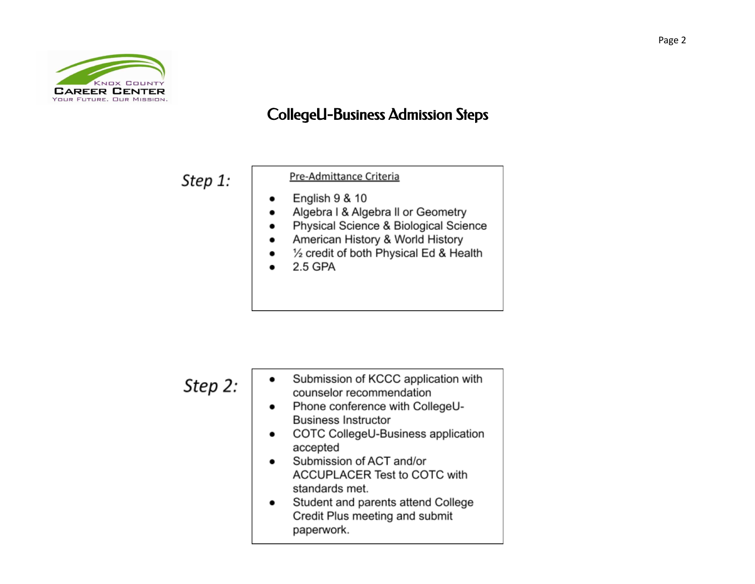KNOX COUNTY CAREER CENTER

YOUR FUTURE. OUR MISSION.

# CollegeU-Business Admission Steps

*Step 1:*

Pre-Admittance Criteria

- English 9 & 10
- Algebra I & Algebra II or Geometry
- Physical Science & Biological Science
- American History & World History
- ½ credit of both Physical Ed & Health
- 2.5 GPA

*Step 2:*

- Submission of KCCC application with counselor recommendation
- Phone conference with CollegeU-Business Instructor
- COTC CollegeU-Business application accepted
- Submission of ACT and/or ACCUPLACER Test to COTC with standards met.
- Student and parents attend College Credit Plus meeting and submit paperwork.